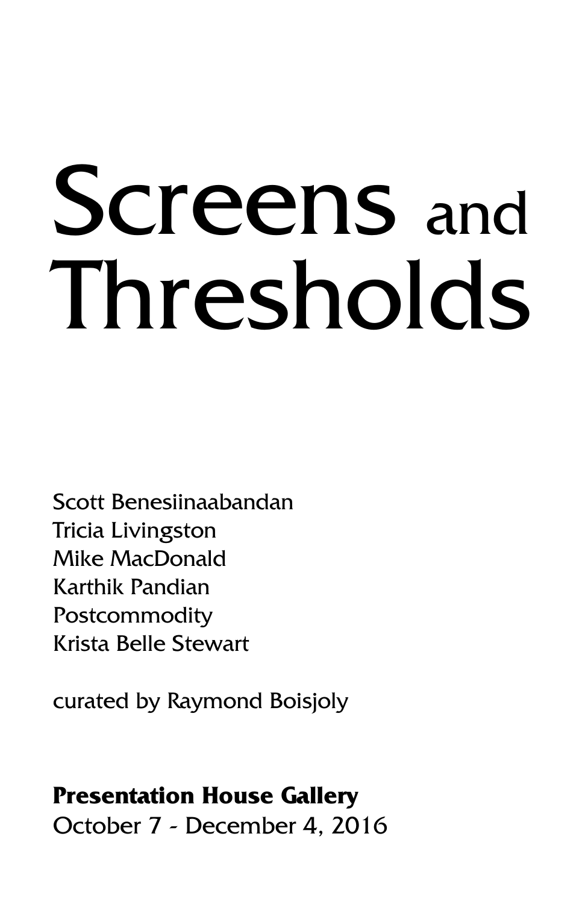# Screens and Thresholds

Scott Benesiinaabandan
Tricia Livingston
Mike MacDonald
Karthik Pandian
Postcommodity
Krista Belle Stewart

curated by Raymond Boisjoly

**Presentation House Gallery**
October 7 - December 4, 2016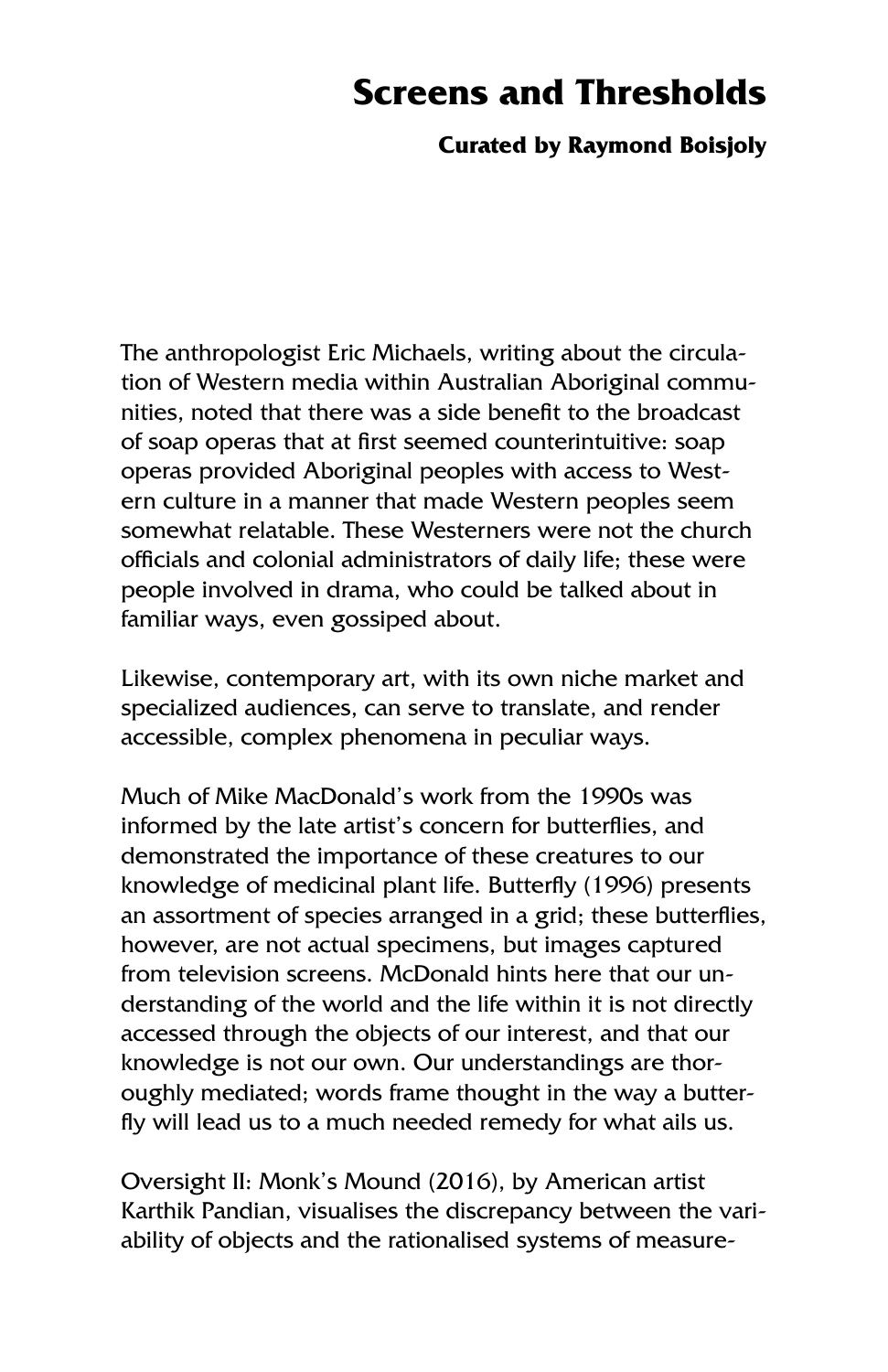# Screens and Thresholds

**Curated by Raymond Boisjoly**

The anthropologist Eric Michaels, writing about the circulation of Western media within Australian Aboriginal communities, noted that there was a side benefit to the broadcast of soap operas that at first seemed counterintuitive: soap operas provided Aboriginal peoples with access to Western culture in a manner that made Western peoples seem somewhat relatable. These Westerners were not the church officials and colonial administrators of daily life; these were people involved in drama, who could be talked about in familiar ways, even gossiped about.

Likewise, contemporary art, with its own niche market and specialized audiences, can serve to translate, and render accessible, complex phenomena in peculiar ways.

Much of Mike MacDonald's work from the 1990s was informed by the late artist's concern for butterflies, and demonstrated the importance of these creatures to our knowledge of medicinal plant life. Butterfly (1996) presents an assortment of species arranged in a grid; these butterflies, however, are not actual specimens, but images captured from television screens. McDonald hints here that our understanding of the world and the life within it is not directly accessed through the objects of our interest, and that our knowledge is not our own. Our understandings are thoroughly mediated; words frame thought in the way a butterfly will lead us to a much needed remedy for what ails us.

Oversight II: Monk's Mound (2016), by American artist Karthik Pandian, visualises the discrepancy between the variability of objects and the rationalised systems of measure-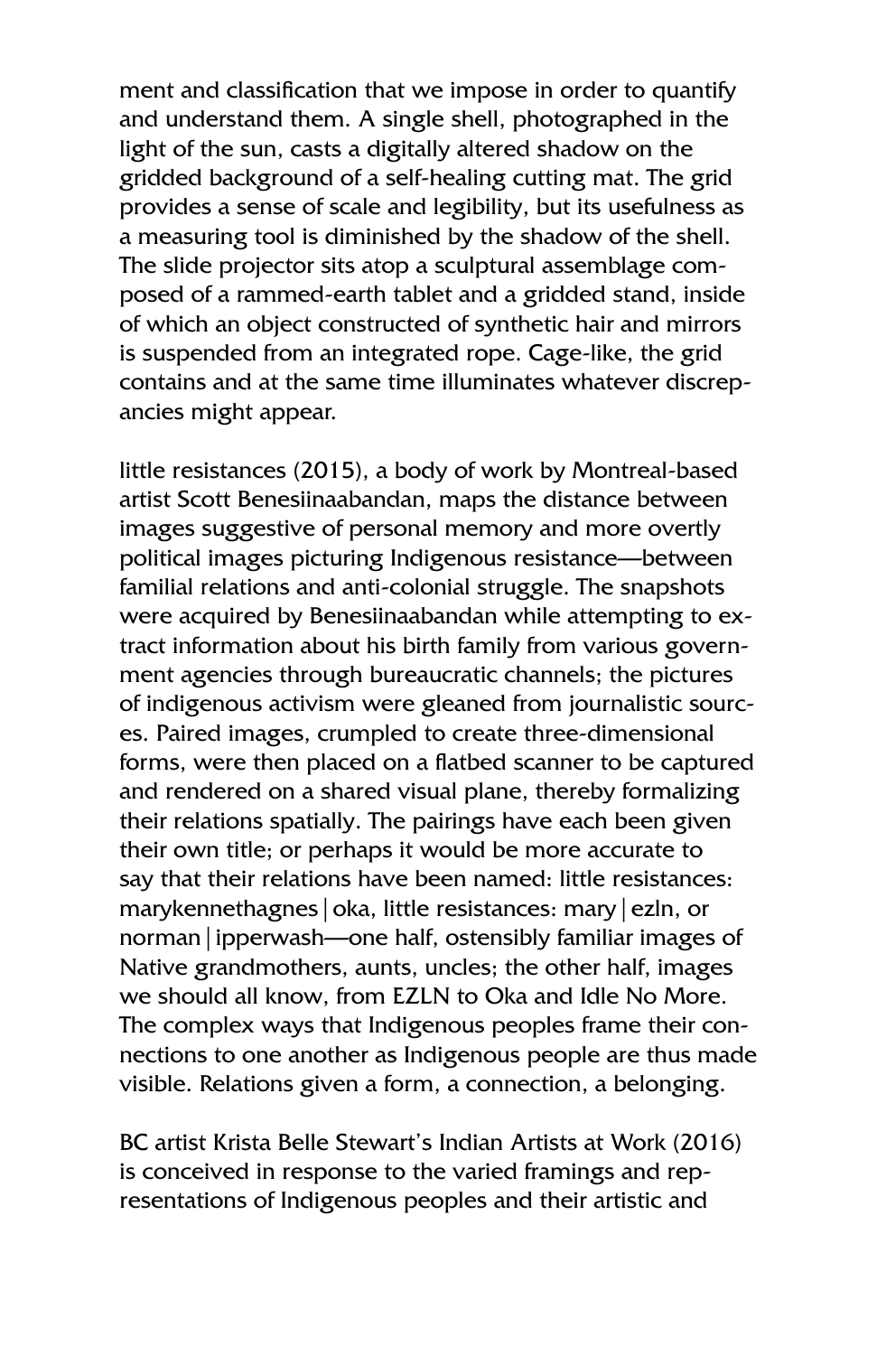ment and classification that we impose in order to quantify and understand them. A single shell, photographed in the light of the sun, casts a digitally altered shadow on the gridded background of a self-healing cutting mat. The grid provides a sense of scale and legibility, but its usefulness as a measuring tool is diminished by the shadow of the shell. The slide projector sits atop a sculptural assemblage composed of a rammed-earth tablet and a gridded stand, inside of which an object constructed of synthetic hair and mirrors is suspended from an integrated rope. Cage-like, the grid contains and at the same time illuminates whatever discrepancies might appear.

little resistances (2015), a body of work by Montreal-based artist Scott Benesiinaabandan, maps the distance between images suggestive of personal memory and more overtly political images picturing Indigenous resistance—between familial relations and anti-colonial struggle. The snapshots were acquired by Benesiinaabandan while attempting to extract information about his birth family from various government agencies through bureaucratic channels; the pictures of indigenous activism were gleaned from journalistic sources. Paired images, crumpled to create three-dimensional forms, were then placed on a flatbed scanner to be captured and rendered on a shared visual plane, thereby formalizing their relations spatially. The pairings have each been given their own title; or perhaps it would be more accurate to say that their relations have been named: little resistances: marykennethagnes | oka, little resistances: mary | ezln, or norman | ipperwash—one half, ostensibly familiar images of Native grandmothers, aunts, uncles; the other half, images we should all know, from EZLN to Oka and Idle No More. The complex ways that Indigenous peoples frame their connections to one another as Indigenous people are thus made visible. Relations given a form, a connection, a belonging.

BC artist Krista Belle Stewart's Indian Artists at Work (2016) is conceived in response to the varied framings and representations of Indigenous peoples and their artistic and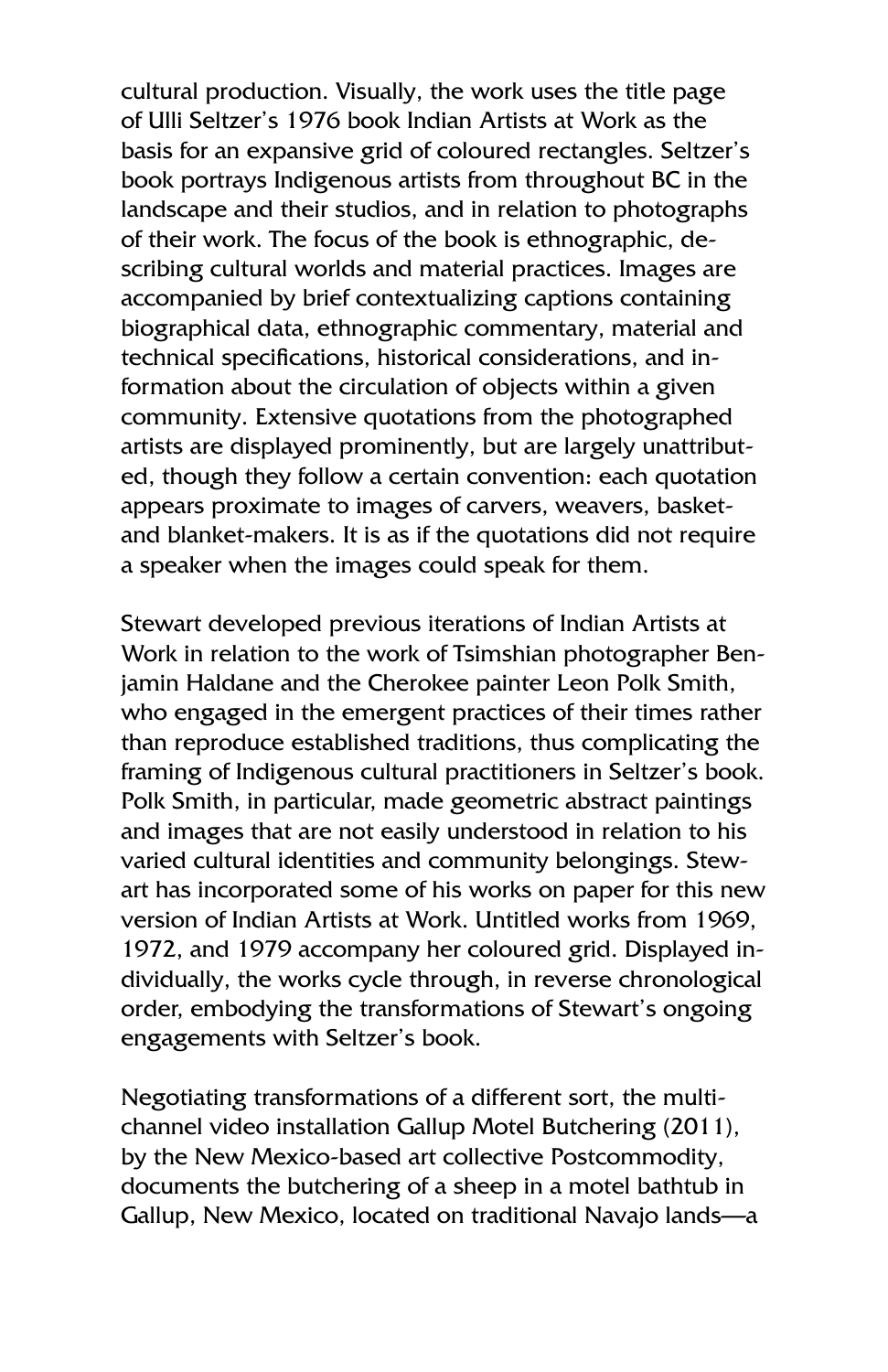cultural production. Visually, the work uses the title page of Ulli Seltzer's 1976 book Indian Artists at Work as the basis for an expansive grid of coloured rectangles. Seltzer's book portrays Indigenous artists from throughout BC in the landscape and their studios, and in relation to photographs of their work. The focus of the book is ethnographic, describing cultural worlds and material practices. Images are accompanied by brief contextualizing captions containing biographical data, ethnographic commentary, material and technical specifications, historical considerations, and information about the circulation of objects within a given community. Extensive quotations from the photographed artists are displayed prominently, but are largely unattributed, though they follow a certain convention: each quotation appears proximate to images of carvers, weavers, basket- and blanket-makers. It is as if the quotations did not require a speaker when the images could speak for them.

Stewart developed previous iterations of Indian Artists at Work in relation to the work of Tsimshian photographer Benjamin Haldane and the Cherokee painter Leon Polk Smith, who engaged in the emergent practices of their times rather than reproduce established traditions, thus complicating the framing of Indigenous cultural practitioners in Seltzer's book. Polk Smith, in particular, made geometric abstract paintings and images that are not easily understood in relation to his varied cultural identities and community belongings. Stewart has incorporated some of his works on paper for this new version of Indian Artists at Work. Untitled works from 1969, 1972, and 1979 accompany her coloured grid. Displayed individually, the works cycle through, in reverse chronological order, embodying the transformations of Stewart's ongoing engagements with Seltzer's book.

Negotiating transformations of a different sort, the multi-channel video installation Gallup Motel Butchering (2011), by the New Mexico-based art collective Postcommodity, documents the butchering of a sheep in a motel bathtub in Gallup, New Mexico, located on traditional Navajo lands—a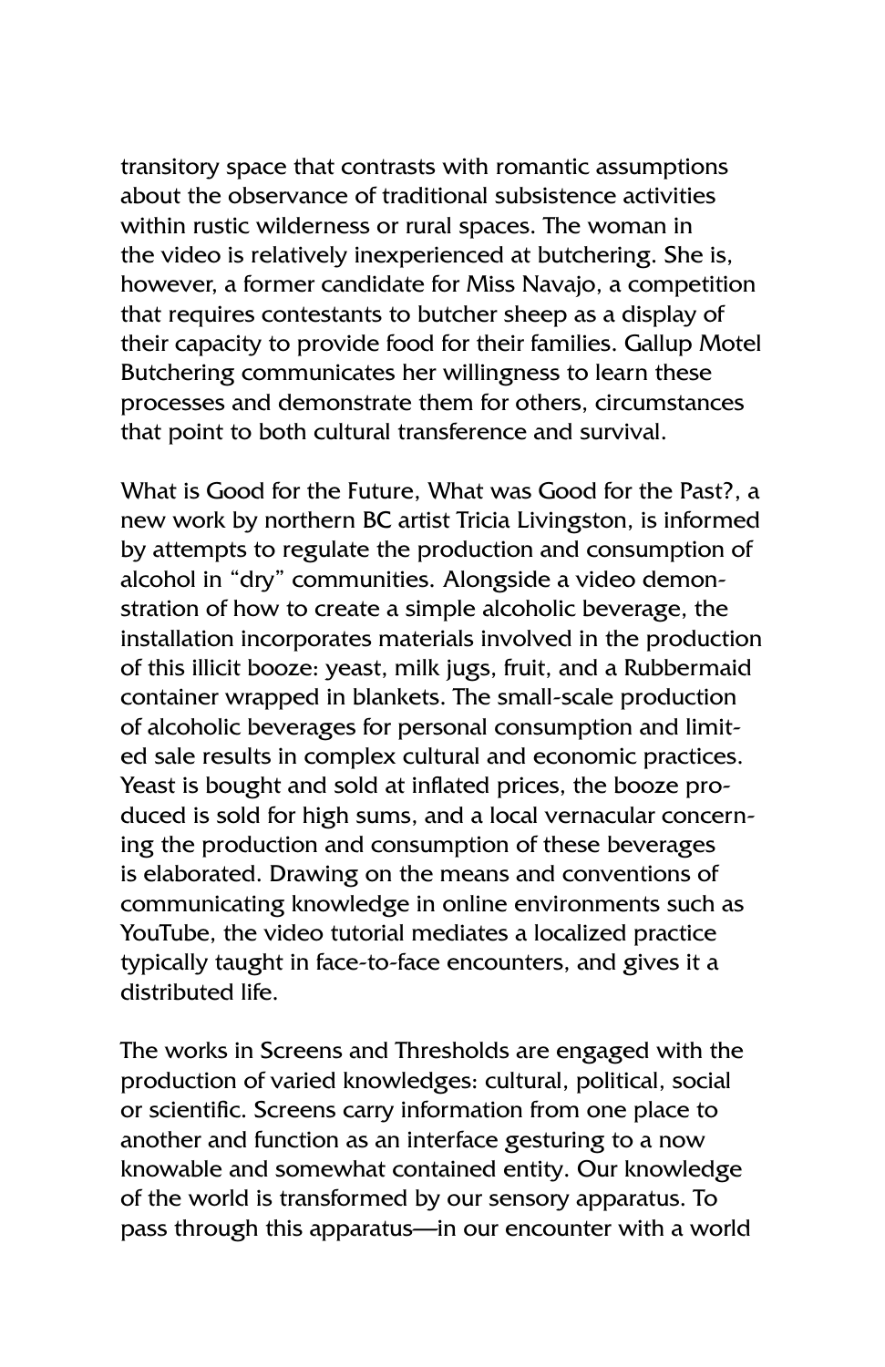transitory space that contrasts with romantic assumptions about the observance of traditional subsistence activities within rustic wilderness or rural spaces. The woman in the video is relatively inexperienced at butchering. She is, however, a former candidate for Miss Navajo, a competition that requires contestants to butcher sheep as a display of their capacity to provide food for their families. Gallup Motel Butchering communicates her willingness to learn these processes and demonstrate them for others, circumstances that point to both cultural transference and survival.

What is Good for the Future, What was Good for the Past?, a new work by northern BC artist Tricia Livingston, is informed by attempts to regulate the production and consumption of alcohol in "dry" communities. Alongside a video demonstration of how to create a simple alcoholic beverage, the installation incorporates materials involved in the production of this illicit booze: yeast, milk jugs, fruit, and a Rubbermaid container wrapped in blankets. The small-scale production of alcoholic beverages for personal consumption and limited sale results in complex cultural and economic practices. Yeast is bought and sold at inflated prices, the booze produced is sold for high sums, and a local vernacular concerning the production and consumption of these beverages is elaborated. Drawing on the means and conventions of communicating knowledge in online environments such as YouTube, the video tutorial mediates a localized practice typically taught in face-to-face encounters, and gives it a distributed life.

The works in Screens and Thresholds are engaged with the production of varied knowledges: cultural, political, social or scientific. Screens carry information from one place to another and function as an interface gesturing to a now knowable and somewhat contained entity. Our knowledge of the world is transformed by our sensory apparatus. To pass through this apparatus—in our encounter with a world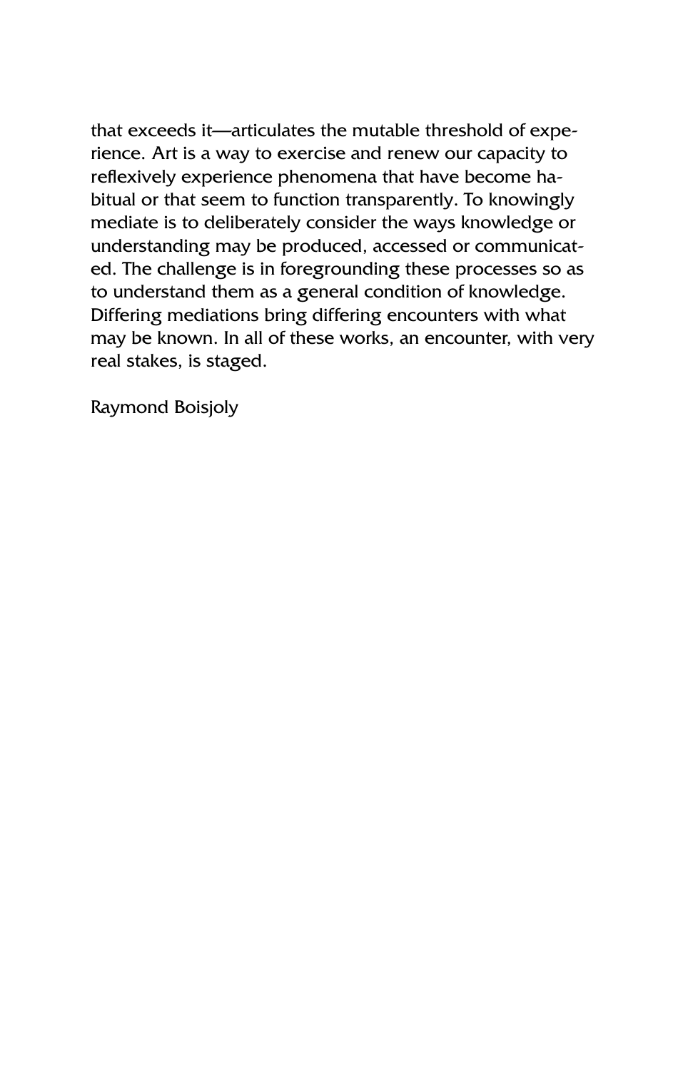that exceeds it—articulates the mutable threshold of experience. Art is a way to exercise and renew our capacity to reflexively experience phenomena that have become habitual or that seem to function transparently. To knowingly mediate is to deliberately consider the ways knowledge or understanding may be produced, accessed or communicated. The challenge is in foregrounding these processes so as to understand them as a general condition of knowledge. Differing mediations bring differing encounters with what may be known. In all of these works, an encounter, with very real stakes, is staged.

Raymond Boisjoly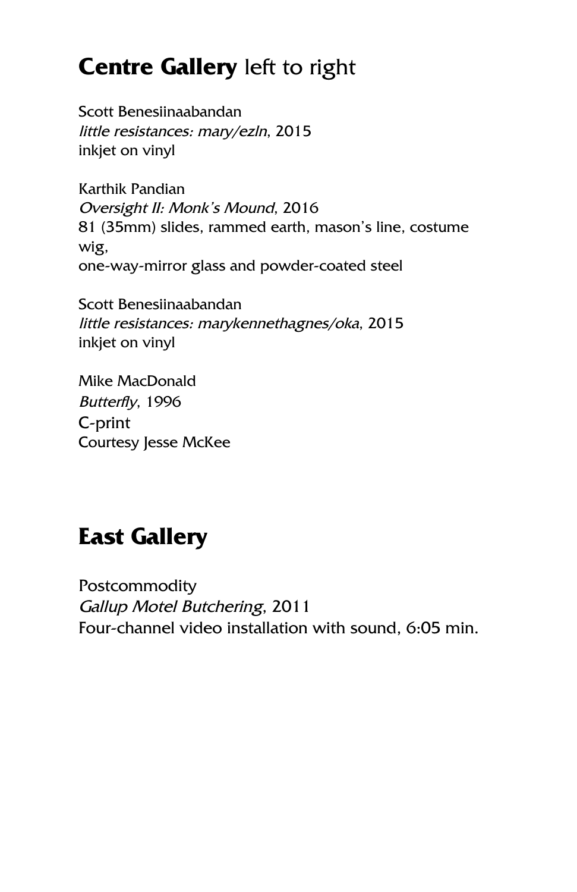## **Centre Gallery** left to right

Scott Benesiinaabandan
*little resistances: mary/ezln*, 2015
inkjet on vinyl

Karthik Pandian
*Oversight II: Monk's Mound*, 2016
81 (35mm) slides, rammed earth, mason's line, costume wig,
one-way-mirror glass and powder-coated steel

Scott Benesiinaabandan
*little resistances: marykennethagnes/oka*, 2015
inkjet on vinyl

Mike MacDonald
*Butterfly*, 1996
C-print
Courtesy Jesse McKee

## **East Gallery**

Postcommodity
*Gallup Motel Butchering*, 2011
Four-channel video installation with sound, 6:05 min.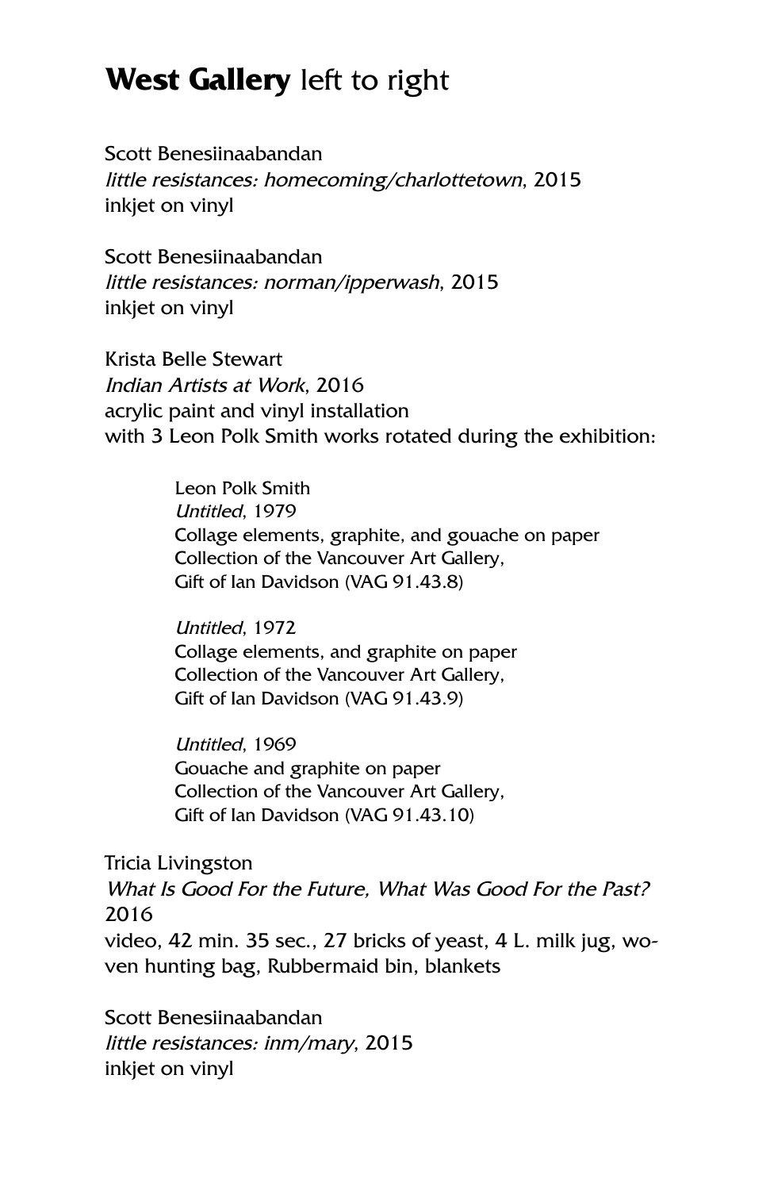# **West Gallery** left to right

Scott Benesiinaabandan  
*little resistances: homecoming/charlottetown*, 2015  
inkjet on vinyl

Scott Benesiinaabandan  
*little resistances: norman/ipperwash*, 2015  
inkjet on vinyl

Krista Belle Stewart  
*Indian Artists at Work*, 2016  
acrylic paint and vinyl installation  
with 3 Leon Polk Smith works rotated during the exhibition:

> Leon Polk Smith  
> *Untitled*, 1979  
> Collage elements, graphite, and gouache on paper  
> Collection of the Vancouver Art Gallery,  
> Gift of Ian Davidson (VAG 91.43.8)
>
> *Untitled*, 1972  
> Collage elements, and graphite on paper  
> Collection of the Vancouver Art Gallery,  
> Gift of Ian Davidson (VAG 91.43.9)
>
> *Untitled*, 1969  
> Gouache and graphite on paper  
> Collection of the Vancouver Art Gallery,  
> Gift of Ian Davidson (VAG 91.43.10)

Tricia Livingston  
*What Is Good For the Future, What Was Good For the Past?*  
2016  
video, 42 min. 35 sec., 27 bricks of yeast, 4 L. milk jug, woven hunting bag, Rubbermaid bin, blankets

Scott Benesiinaabandan  
*little resistances: inm/mary*, 2015  
inkjet on vinyl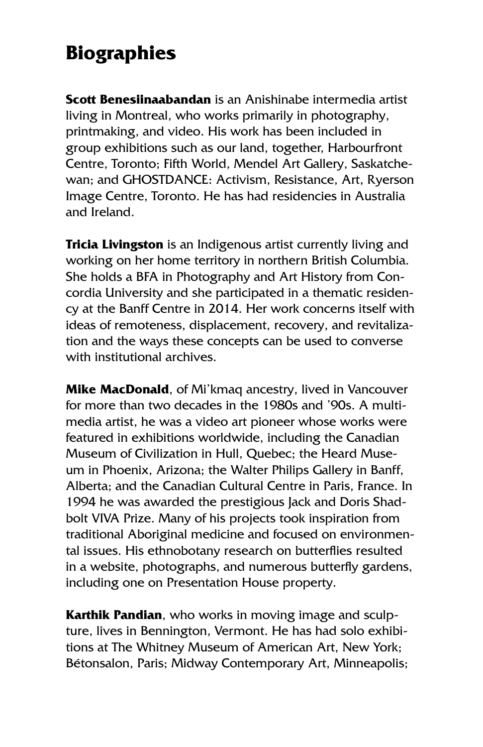# Biographies

**Scott Benesiinaabandan** is an Anishinabe intermedia artist living in Montreal, who works primarily in photography, printmaking, and video. His work has been included in group exhibitions such as our land, together, Harbourfront Centre, Toronto; Fifth World, Mendel Art Gallery, Saskatchewan; and GHOSTDANCE: Activism, Resistance, Art, Ryerson Image Centre, Toronto. He has had residencies in Australia and Ireland.

**Tricia Livingston** is an Indigenous artist currently living and working on her home territory in northern British Columbia. She holds a BFA in Photography and Art History from Concordia University and she participated in a thematic residency at the Banff Centre in 2014. Her work concerns itself with ideas of remoteness, displacement, recovery, and revitalization and the ways these concepts can be used to converse with institutional archives.

**Mike MacDonald**, of Mi'kmaq ancestry, lived in Vancouver for more than two decades in the 1980s and '90s. A multimedia artist, he was a video art pioneer whose works were featured in exhibitions worldwide, including the Canadian Museum of Civilization in Hull, Quebec; the Heard Museum in Phoenix, Arizona; the Walter Philips Gallery in Banff, Alberta; and the Canadian Cultural Centre in Paris, France. In 1994 he was awarded the prestigious Jack and Doris Shadbolt VIVA Prize. Many of his projects took inspiration from traditional Aboriginal medicine and focused on environmental issues. His ethnobotany research on butterflies resulted in a website, photographs, and numerous butterfly gardens, including one on Presentation House property.

**Karthik Pandian**, who works in moving image and sculpture, lives in Bennington, Vermont. He has had solo exhibitions at The Whitney Museum of American Art, New York; Bétonsalon, Paris; Midway Contemporary Art, Minneapolis;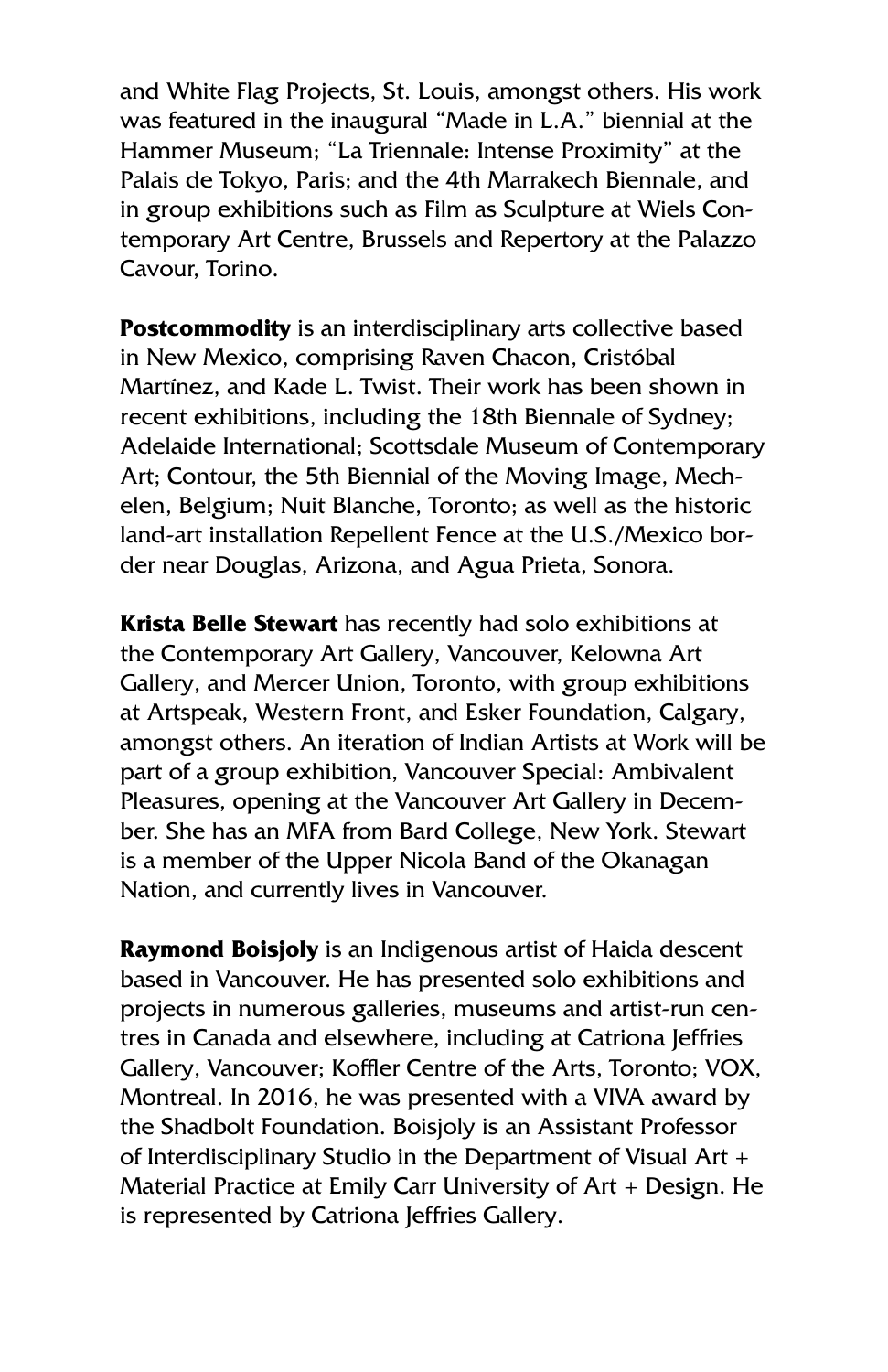and White Flag Projects, St. Louis, amongst others. His work was featured in the inaugural "Made in L.A." biennial at the Hammer Museum; "La Triennale: Intense Proximity" at the Palais de Tokyo, Paris; and the 4th Marrakech Biennale, and in group exhibitions such as Film as Sculpture at Wiels Contemporary Art Centre, Brussels and Repertory at the Palazzo Cavour, Torino.

**Postcommodity** is an interdisciplinary arts collective based in New Mexico, comprising Raven Chacon, Cristóbal Martínez, and Kade L. Twist. Their work has been shown in recent exhibitions, including the 18th Biennale of Sydney; Adelaide International; Scottsdale Museum of Contemporary Art; Contour, the 5th Biennial of the Moving Image, Mechelen, Belgium; Nuit Blanche, Toronto; as well as the historic land-art installation Repellent Fence at the U.S./Mexico border near Douglas, Arizona, and Agua Prieta, Sonora.

**Krista Belle Stewart** has recently had solo exhibitions at the Contemporary Art Gallery, Vancouver, Kelowna Art Gallery, and Mercer Union, Toronto, with group exhibitions at Artspeak, Western Front, and Esker Foundation, Calgary, amongst others. An iteration of Indian Artists at Work will be part of a group exhibition, Vancouver Special: Ambivalent Pleasures, opening at the Vancouver Art Gallery in December. She has an MFA from Bard College, New York. Stewart is a member of the Upper Nicola Band of the Okanagan Nation, and currently lives in Vancouver.

**Raymond Boisjoly** is an Indigenous artist of Haida descent based in Vancouver. He has presented solo exhibitions and projects in numerous galleries, museums and artist-run centres in Canada and elsewhere, including at Catriona Jeffries Gallery, Vancouver; Koffler Centre of the Arts, Toronto; VOX, Montreal. In 2016, he was presented with a VIVA award by the Shadbolt Foundation. Boisjoly is an Assistant Professor of Interdisciplinary Studio in the Department of Visual Art + Material Practice at Emily Carr University of Art + Design. He is represented by Catriona Jeffries Gallery.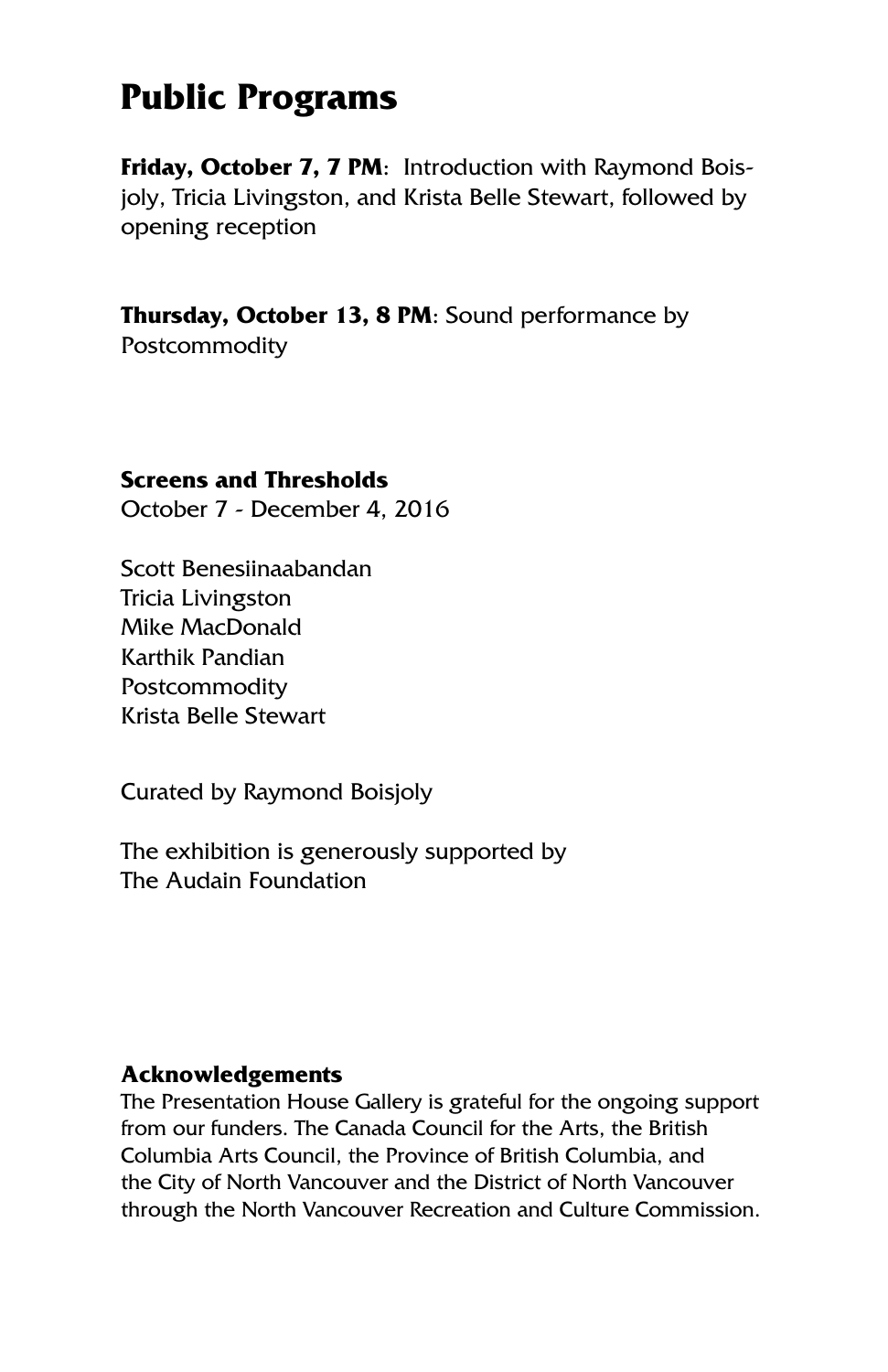# Public Programs

**Friday, October 7, 7 PM**: Introduction with Raymond Boisjoly, Tricia Livingston, and Krista Belle Stewart, followed by opening reception

**Thursday, October 13, 8 PM**: Sound performance by Postcommodity

**Screens and Thresholds**
October 7 - December 4, 2016

Scott Benesiinaabandan
Tricia Livingston
Mike MacDonald
Karthik Pandian
Postcommodity
Krista Belle Stewart

Curated by Raymond Boisjoly

The exhibition is generously supported by
The Audain Foundation

**Acknowledgements**
The Presentation House Gallery is grateful for the ongoing support from our funders. The Canada Council for the Arts, the British Columbia Arts Council, the Province of British Columbia, and the City of North Vancouver and the District of North Vancouver through the North Vancouver Recreation and Culture Commission.